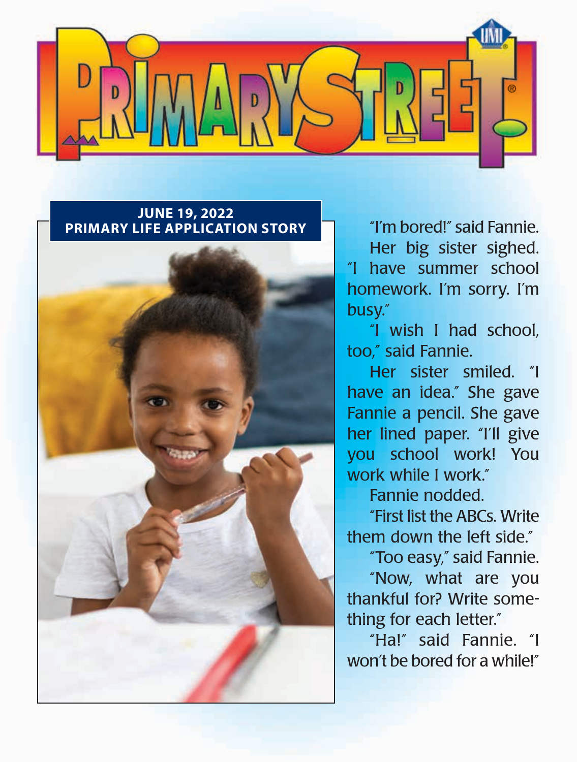# PRIMARY STREET

**JUNE 19, 2022**
**PRIMARY LIFE APPLICATION STORY**

"I'm bored!" said Fannie.

Her big sister sighed. "I have summer school homework. I'm sorry. I'm busy."

"I wish I had school, too," said Fannie.

Her sister smiled. "I have an idea." She gave Fannie a pencil. She gave her lined paper. "I'll give you school work! You work while I work."

Fannie nodded.

"First list the ABCs. Write them down the left side."

"Too easy," said Fannie.

"Now, what are you thankful for? Write something for each letter."

"Ha!" said Fannie. "I won't be bored for a while!"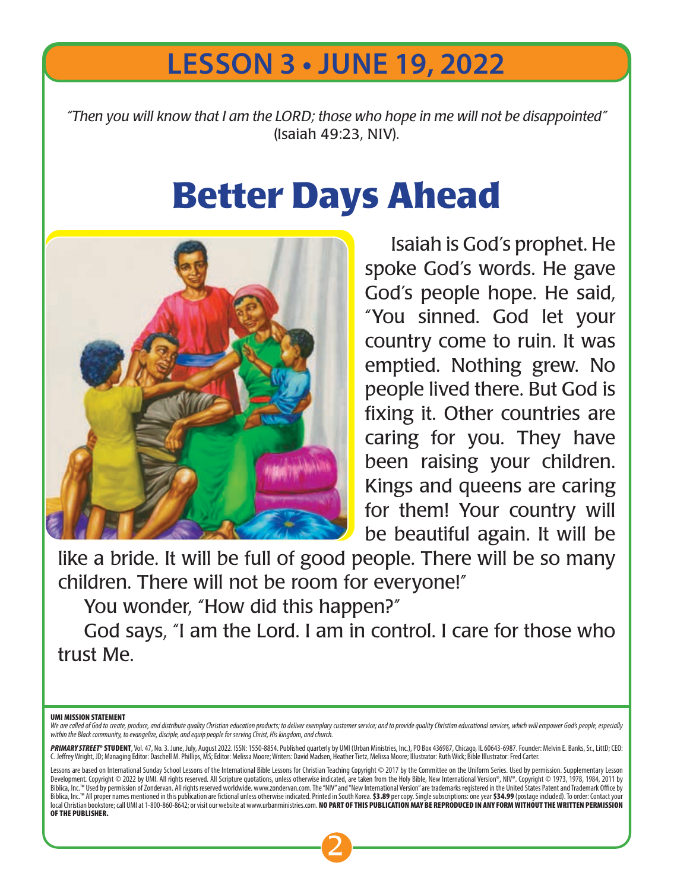# LESSON 3 • JUNE 19, 2022

*"Then you will know that I am the LORD; those who hope in me will not be disappointed"* (Isaiah 49:23, NIV).

## Better Days Ahead

Isaiah is God's prophet. He spoke God's words. He gave God's people hope. He said, "You sinned. God let your country come to ruin. It was emptied. Nothing grew. No people lived there. But God is fixing it. Other countries are caring for you. They have been raising your children. Kings and queens are caring for them! Your country will be beautiful again. It will be like a bride. It will be full of good people. There will be so many children. There will not be room for everyone!"

You wonder, "How did this happen?"

God says, "I am the Lord. I am in control. I care for those who trust Me.

**UMI MISSION STATEMENT**

*We are called of God to create, produce, and distribute quality Christian education products; to deliver exemplary customer service; and to provide quality Christian educational services, which will empower God's people, especially within the Black community, to evangelize, disciple, and equip people for serving Christ, His kingdom, and church.*

***PRIMARY STREET*® STUDENT**, Vol. 47, No. 3. June, July, August 2022. ISSN: 1550-8854. Published quarterly by UMI (Urban Ministries, Inc.), PO Box 436987, Chicago, IL 60643-6987. Founder: Melvin E. Banks, Sr., LittD; CEO: C. Jeffrey Wright, JD; Managing Editor: Daschell M. Phillips, MS; Editor: Melissa Moore; Writers: David Madsen, Heather Tietz, Melissa Moore; Illustrator: Ruth Wick; Bible Illustrator: Fred Carter.

Lessons are based on International Sunday School Lessons of the International Bible Lessons for Christian Teaching Copyright © 2017 by the Committee on the Uniform Series. Used by permission. Supplementary Lesson Development. Copyright © 2022 by UMI. All rights reserved. All Scripture quotations, unless otherwise indicated, are taken from the Holy Bible, New International Version®, NIV®. Copyright © 1973, 1978, 1984, 2011 by Biblica, Inc.™ Used by permission of Zondervan. All rights reserved worldwide. www.zondervan.com. The "NIV" and "New International Version" are trademarks registered in the United States Patent and Trademark Office by Biblica, Inc.™ All proper names mentioned in this publication are fictional unless otherwise indicated. Printed in South Korea. **$3.89** per copy. Single subscriptions: one year **$34.99** (postage included). To order: Contact your local Christian bookstore; call UMI at 1-800-860-8642; or visit our website at www.urbanministries.com. **NO PART OF THIS PUBLICATION MAY BE REPRODUCED IN ANY FORM WITHOUT THE WRITTEN PERMISSION OF THE PUBLISHER.**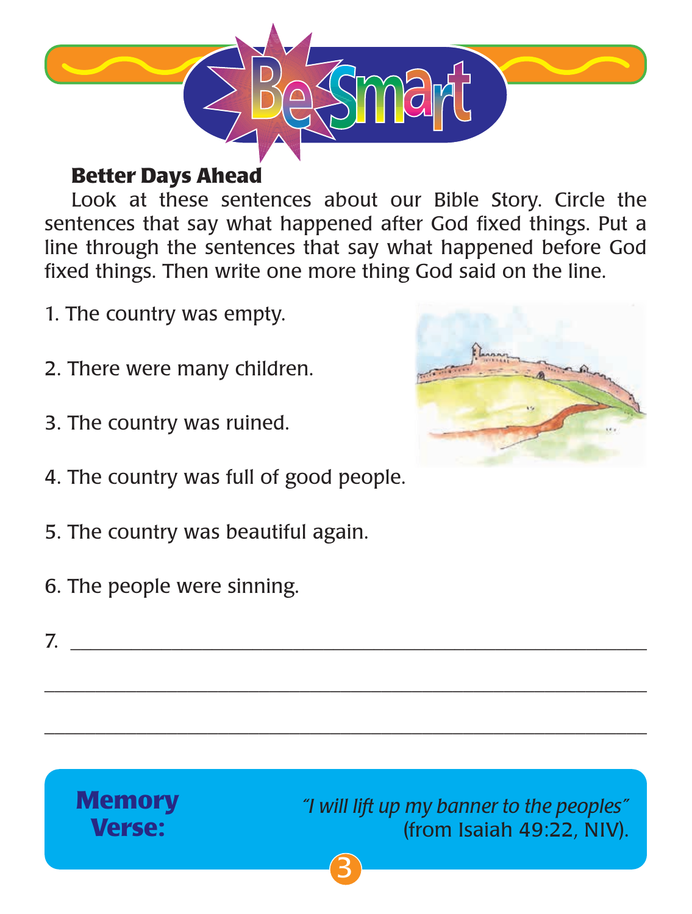# Be Smart

## Better Days Ahead

Look at these sentences about our Bible Story. Circle the sentences that say what happened after God fixed things. Put a line through the sentences that say what happened before God fixed things. Then write one more thing God said on the line.

1. The country was empty.

2. There were many children.

3. The country was ruined.

4. The country was full of good people.

5. The country was beautiful again.

6. The people were sinning.

7. ______________________________________________________

______________________________________________________

______________________________________________________

**Memory Verse:** *"I will lift up my banner to the peoples"* (from Isaiah 49:22, NIV).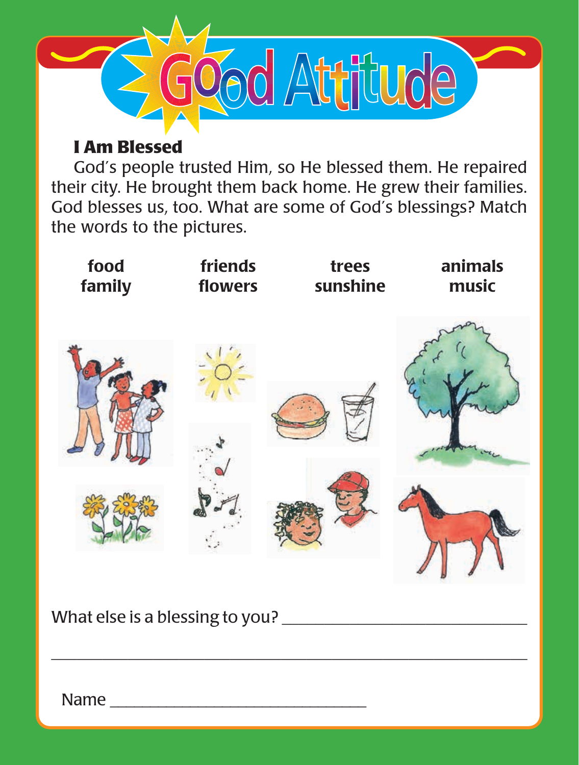# Good Attitude

### I Am Blessed

God's people trusted Him, so He blessed them. He repaired their city. He brought them back home. He grew their families. God blesses us, too. What are some of God's blessings? Match the words to the pictures.

**food**
**family**

**friends**
**flowers**

**trees**
**sunshine**

**animals**
**music**

What else is a blessing to you? ______________________________

__________________________________________________________

Name ______________________________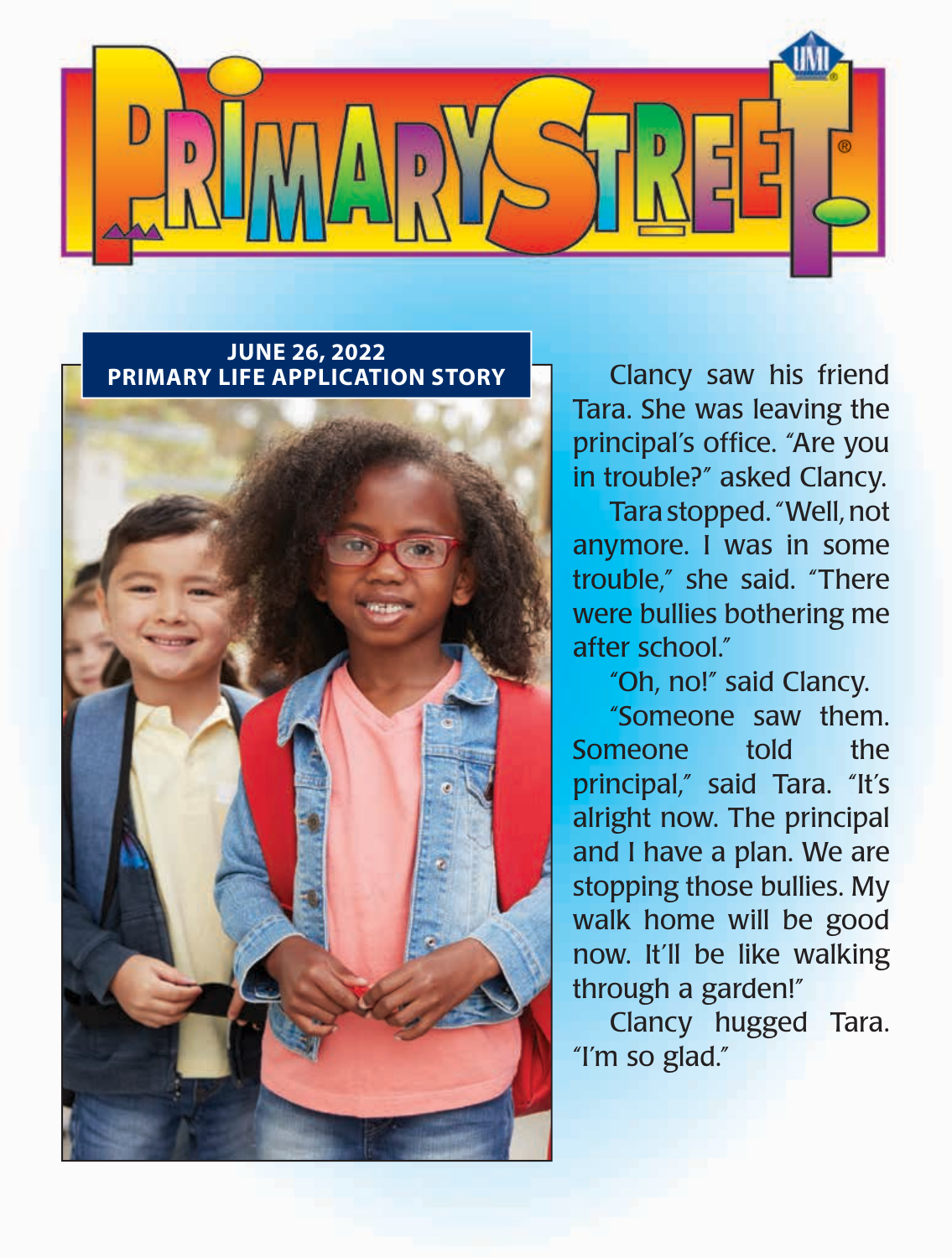# PRIMARY STREET

**JUNE 26, 2022**
**PRIMARY LIFE APPLICATION STORY**

Clancy saw his friend Tara. She was leaving the principal's office. "Are you in trouble?" asked Clancy.

Tara stopped. "Well, not anymore. I was in some trouble," she said. "There were bullies bothering me after school."

"Oh, no!" said Clancy.

"Someone saw them. Someone told the principal," said Tara. "It's alright now. The principal and I have a plan. We are stopping those bullies. My walk home will be good now. It'll be like walking through a garden!"

Clancy hugged Tara. "I'm so glad."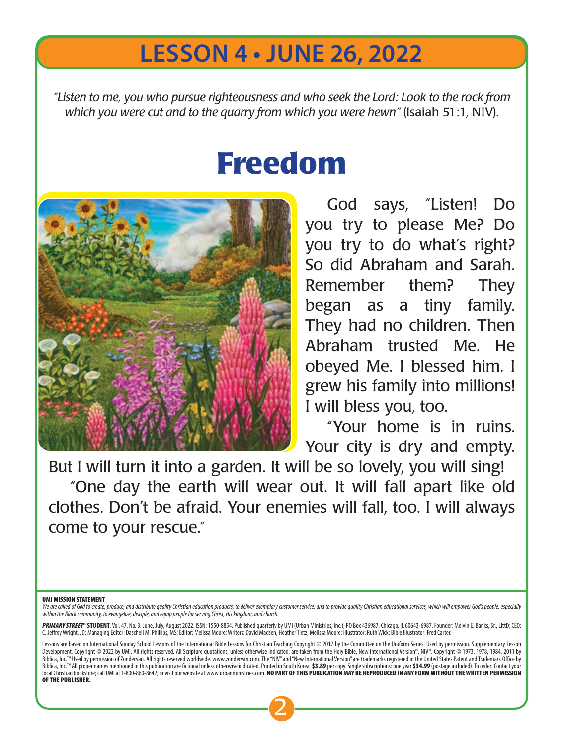# LESSON 4 • JUNE 26, 2022

*"Listen to me, you who pursue righteousness and who seek the Lord: Look to the rock from which you were cut and to the quarry from which you were hewn"* (Isaiah 51:1, NIV).

## Freedom

God says, "Listen! Do you try to please Me? Do you try to do what's right? So did Abraham and Sarah. Remember them? They began as a tiny family. They had no children. Then Abraham trusted Me. He obeyed Me. I blessed him. I grew his family into millions! I will bless you, too.

"Your home is in ruins. Your city is dry and empty. But I will turn it into a garden. It will be so lovely, you will sing!

"One day the earth will wear out. It will fall apart like old clothes. Don't be afraid. Your enemies will fall, too. I will always come to your rescue."

**UMI MISSION STATEMENT**

*We are called of God to create, produce, and distribute quality Christian education products; to deliver exemplary customer service; and to provide quality Christian educational services, which will empower God's people, especially within the Black community, to evangelize, disciple, and equip people for serving Christ, His kingdom, and church.*

***PRIMARY STREET®*** **STUDENT**, Vol. 47, No. 3. June, July, August 2022. ISSN: 1550-8854. Published quarterly by UMI (Urban Ministries, Inc.), PO Box 436987, Chicago, IL 60643-6987. Founder: Melvin E. Banks, Sr., LittD; CEO: C. Jeffrey Wright, JD; Managing Editor: Daschell M. Phillips, MS; Editor: Melissa Moore; Writers: David Madsen, Heather Tietz, Melissa Moore; Illustrator: Ruth Wick; Bible Illustrator: Fred Carter.

Lessons are based on International Sunday School Lessons of the International Bible Lessons for Christian Teaching Copyright © 2017 by the Committee on the Uniform Series. Used by permission. Supplementary Lesson Development. Copyright © 2022 by UMI. All rights reserved. All Scripture quotations, unless otherwise indicated, are taken from the Holy Bible, New International Version®, NIV®. Copyright © 1973, 1978, 1984, 2011 by Biblica, Inc.™ Used by permission of Zondervan. All rights reserved worldwide. www.zondervan.com. The "NIV" and "New International Version" are trademarks registered in the United States Patent and Trademark Office by Biblica, Inc.™ All proper names mentioned in this publication are fictional unless otherwise indicated. Printed in South Korea. **$3.89** per copy. Single subscriptions: one year **$34.99** (postage included). To order: Contact your local Christian bookstore; call UMI at 1-800-860-8642; or visit our website at www.urbanministries.com. **NO PART OF THIS PUBLICATION MAY BE REPRODUCED IN ANY FORM WITHOUT THE WRITTEN PERMISSION OF THE PUBLISHER.**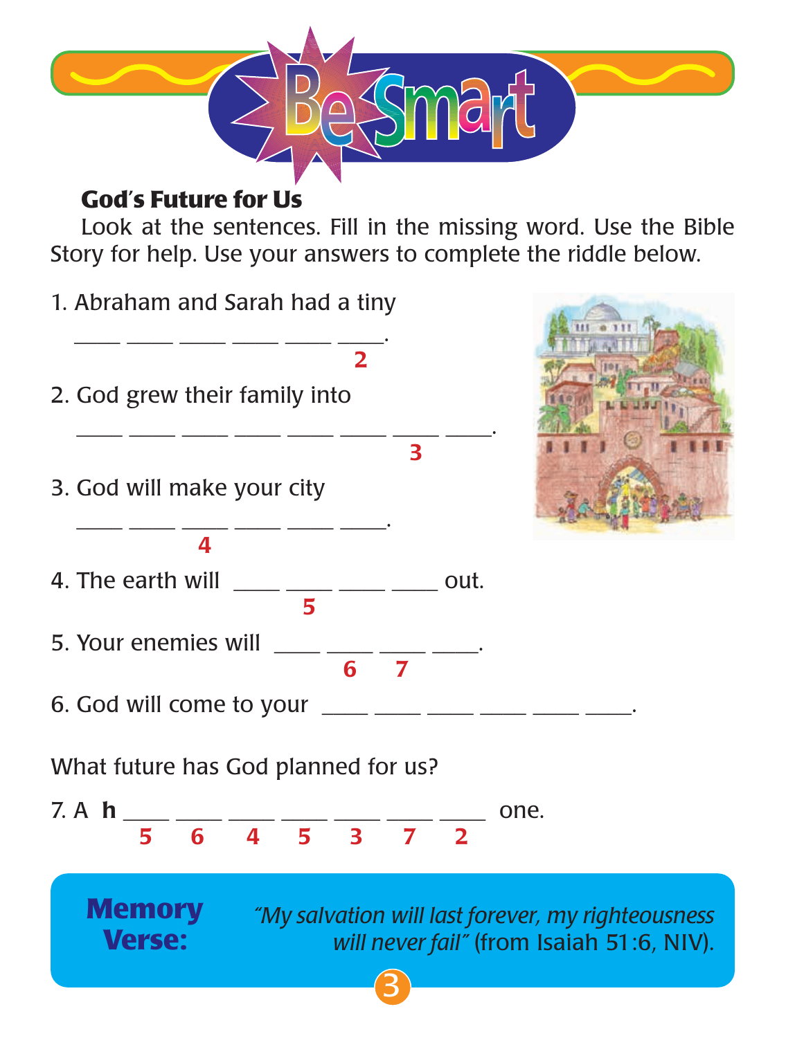# Be Smart

### God's Future for Us

Look at the sentences. Fill in the missing word. Use the Bible Story for help. Use your answers to complete the riddle below.

1. Abraham and Sarah had a tiny
   ____ ____ ____ ____ ____ ____.
   (5th blank: 2)

2. God grew their family into
   ____ ____ ____ ____ ____ ____ ____ ____.
   (7th blank: 3)

3. God will make your city
   ____ ____ ____ ____ ____ ____.
   (3rd blank: 4)

4. The earth will ____ ____ ____ ____ out.
   (2nd blank: 5)

5. Your enemies will ____ ____ ____ ____.
   (2nd blank: 6, 3rd blank: 7)

6. God will come to your ____ ____ ____ ____ ____ ____.

What future has God planned for us?

7. A **h** ____ ____ ____ ____ ____ ____ ____ one.
   (5 6 4 5 3 7 2)

**Memory Verse:** *"My salvation will last forever, my righteousness will never fail"* (from Isaiah 51:6, NIV).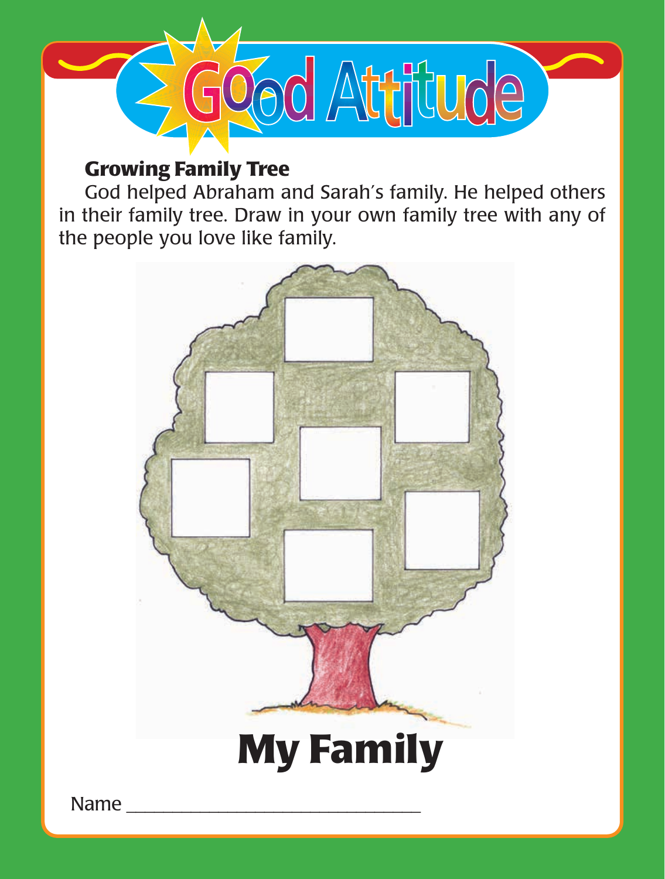# Good Attitude

### Growing Family Tree

God helped Abraham and Sarah's family. He helped others in their family tree. Draw in your own family tree with any of the people you love like family.

## My Family

Name ______________________________